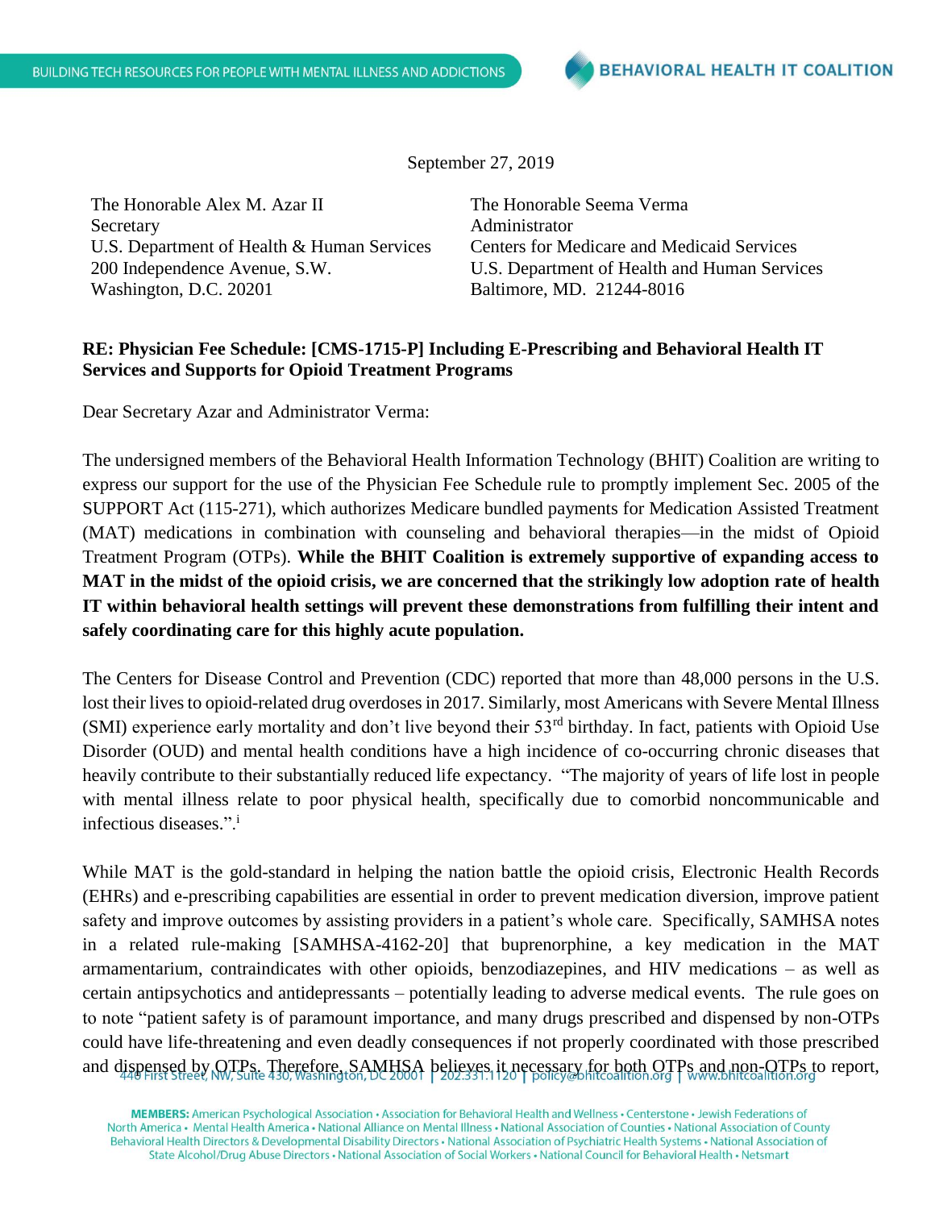September 27, 2019

The Honorable Alex M. Azar II
Secretary
U.S. Department of Health & Human Services
200 Independence Avenue, S.W.
Washington, D.C. 20201

The Honorable Seema Verma
Administrator
Centers for Medicare and Medicaid Services
U.S. Department of Health and Human Services
Baltimore, MD. 21244-8016

**RE: Physician Fee Schedule: [CMS-1715-P] Including E-Prescribing and Behavioral Health IT Services and Supports for Opioid Treatment Programs**

Dear Secretary Azar and Administrator Verma:

The undersigned members of the Behavioral Health Information Technology (BHIT) Coalition are writing to express our support for the use of the Physician Fee Schedule rule to promptly implement Sec. 2005 of the SUPPORT Act (115-271), which authorizes Medicare bundled payments for Medication Assisted Treatment (MAT) medications in combination with counseling and behavioral therapies—in the midst of Opioid Treatment Program (OTPs). **While the BHIT Coalition is extremely supportive of expanding access to MAT in the midst of the opioid crisis, we are concerned that the strikingly low adoption rate of health IT within behavioral health settings will prevent these demonstrations from fulfilling their intent and safely coordinating care for this highly acute population.**

The Centers for Disease Control and Prevention (CDC) reported that more than 48,000 persons in the U.S. lost their lives to opioid-related drug overdoses in 2017. Similarly, most Americans with Severe Mental Illness (SMI) experience early mortality and don't live beyond their 53rd birthday. In fact, patients with Opioid Use Disorder (OUD) and mental health conditions have a high incidence of co-occurring chronic diseases that heavily contribute to their substantially reduced life expectancy. "The majority of years of life lost in people with mental illness relate to poor physical health, specifically due to comorbid noncommunicable and infectious diseases.".[i]

While MAT is the gold-standard in helping the nation battle the opioid crisis, Electronic Health Records (EHRs) and e-prescribing capabilities are essential in order to prevent medication diversion, improve patient safety and improve outcomes by assisting providers in a patient's whole care. Specifically, SAMHSA notes in a related rule-making [SAMHSA-4162-20] that buprenorphine, a key medication in the MAT armamentarium, contraindicates with other opioids, benzodiazepines, and HIV medications – as well as certain antipsychotics and antidepressants – potentially leading to adverse medical events. The rule goes on to note "patient safety is of paramount importance, and many drugs prescribed and dispensed by non-OTPs could have life-threatening and even deadly consequences if not properly coordinated with those prescribed and dispensed by OTPs. Therefore, SAMHSA believes it necessary for both OTPs and non-OTPs to report,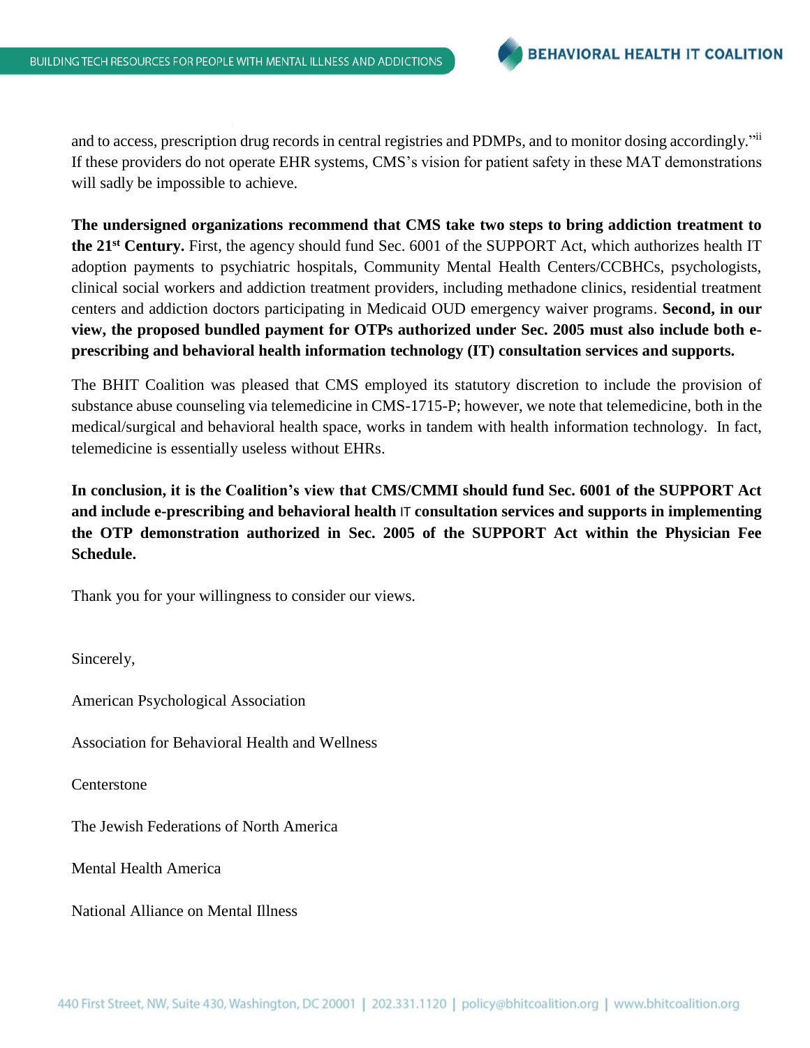and to access, prescription drug records in central registries and PDMPs, and to monitor dosing accordingly."[ii] If these providers do not operate EHR systems, CMS's vision for patient safety in these MAT demonstrations will sadly be impossible to achieve.

**The undersigned organizations recommend that CMS take two steps to bring addiction treatment to the 21st Century.** First, the agency should fund Sec. 6001 of the SUPPORT Act, which authorizes health IT adoption payments to psychiatric hospitals, Community Mental Health Centers/CCBHCs, psychologists, clinical social workers and addiction treatment providers, including methadone clinics, residential treatment centers and addiction doctors participating in Medicaid OUD emergency waiver programs. **Second, in our view, the proposed bundled payment for OTPs authorized under Sec. 2005 must also include both e-prescribing and behavioral health information technology (IT) consultation services and supports.**

The BHIT Coalition was pleased that CMS employed its statutory discretion to include the provision of substance abuse counseling via telemedicine in CMS-1715-P; however, we note that telemedicine, both in the medical/surgical and behavioral health space, works in tandem with health information technology. In fact, telemedicine is essentially useless without EHRs.

**In conclusion, it is the Coalition's view that CMS/CMMI should fund Sec. 6001 of the SUPPORT Act and include e-prescribing and behavioral health IT consultation services and supports in implementing the OTP demonstration authorized in Sec. 2005 of the SUPPORT Act within the Physician Fee Schedule.**

Thank you for your willingness to consider our views.

Sincerely,

American Psychological Association

Association for Behavioral Health and Wellness

Centerstone

The Jewish Federations of North America

Mental Health America

National Alliance on Mental Illness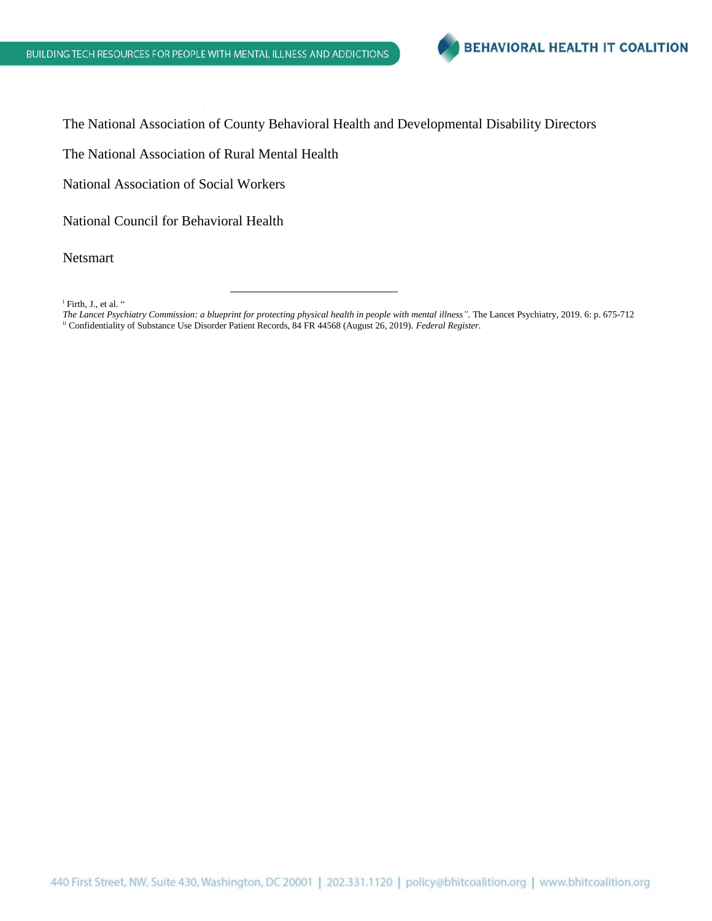The National Association of County Behavioral Health and Developmental Disability Directors

The National Association of Rural Mental Health

National Association of Social Workers

National Council for Behavioral Health

Netsmart

---

[i] Firth, J., et al. "*The Lancet Psychiatry Commission: a blueprint for protecting physical health in people with mental illness*". The Lancet Psychiatry, 2019. 6: p. 675-712

[ii] Confidentiality of Substance Use Disorder Patient Records, 84 FR 44568 (August 26, 2019). *Federal Register.*